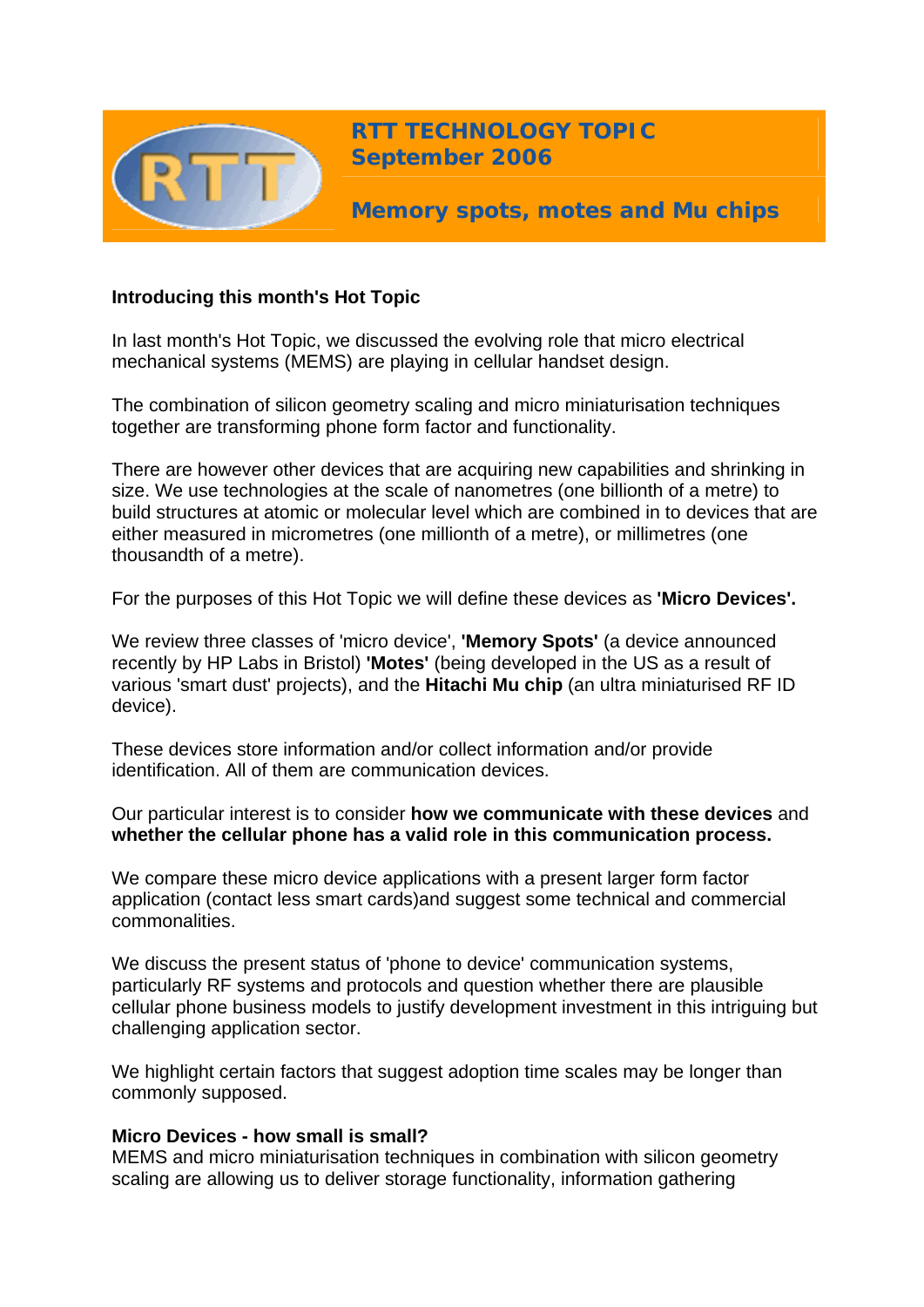# RTT TECHNOLOGY TOPIC
## September 2006

## Memory spots, motes and Mu chips

**Introducing this month's Hot Topic**

In last month's Hot Topic, we discussed the evolving role that micro electrical mechanical systems (MEMS) are playing in cellular handset design.

The combination of silicon geometry scaling and micro miniaturisation techniques together are transforming phone form factor and functionality.

There are however other devices that are acquiring new capabilities and shrinking in size. We use technologies at the scale of nanometres (one billionth of a metre) to build structures at atomic or molecular level which are combined in to devices that are either measured in micrometres (one millionth of a metre), or millimetres (one thousandth of a metre).

For the purposes of this Hot Topic we will define these devices as **'Micro Devices'.**

We review three classes of 'micro device', **'Memory Spots'** (a device announced recently by HP Labs in Bristol) **'Motes'** (being developed in the US as a result of various 'smart dust' projects), and the **Hitachi Mu chip** (an ultra miniaturised RF ID device).

These devices store information and/or collect information and/or provide identification. All of them are communication devices.

Our particular interest is to consider **how we communicate with these devices** and **whether the cellular phone has a valid role in this communication process.**

We compare these micro device applications with a present larger form factor application (contact less smart cards)and suggest some technical and commercial commonalities.

We discuss the present status of 'phone to device' communication systems, particularly RF systems and protocols and question whether there are plausible cellular phone business models to justify development investment in this intriguing but challenging application sector.

We highlight certain factors that suggest adoption time scales may be longer than commonly supposed.

**Micro Devices - how small is small?**

MEMS and micro miniaturisation techniques in combination with silicon geometry scaling are allowing us to deliver storage functionality, information gathering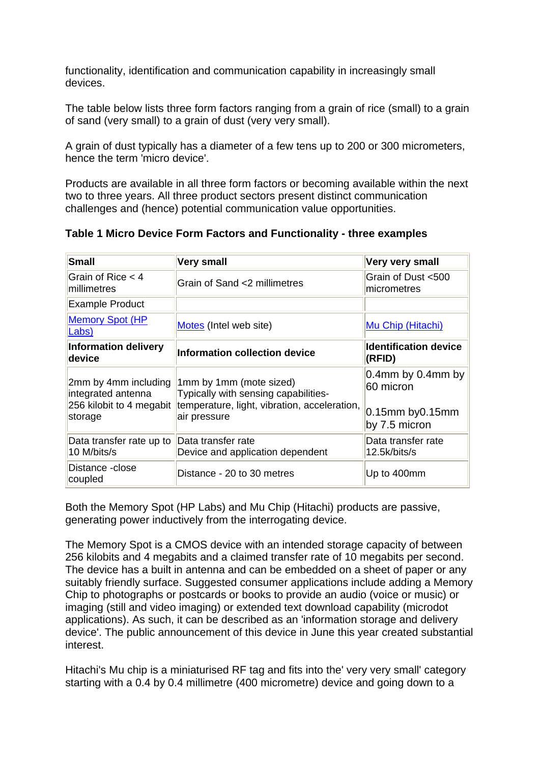functionality, identification and communication capability in increasingly small devices.

The table below lists three form factors ranging from a grain of rice (small) to a grain of sand (very small) to a grain of dust (very very small).

A grain of dust typically has a diameter of a few tens up to 200 or 300 micrometers, hence the term 'micro device'.

Products are available in all three form factors or becoming available within the next two to three years. All three product sectors present distinct communication challenges and (hence) potential communication value opportunities.

**Table 1 Micro Device Form Factors and Functionality - three examples**

| **Small** | **Very small** | **Very very small** |
|---|---|---|
| Grain of Rice < 4 millimetres | Grain of Sand <2 millimetres | Grain of Dust <500 micrometres |
| Example Product | | |
| Memory Spot (HP Labs) | Motes (Intel web site) | Mu Chip (Hitachi) |
| **Information delivery device** | **Information collection device** | **Identification device (RFID)** |
| 2mm by 4mm including integrated antenna<br>256 kilobit to 4 megabit storage | 1mm by 1mm (mote sized)<br>Typically with sensing capabilities- temperature, light, vibration, acceleration, air pressure | 0.4mm by 0.4mm by 60 micron<br><br>0.15mm by0.15mm by 7.5 micron |
| Data transfer rate up to 10 M/bits/s | Data transfer rate<br>Device and application dependent | Data transfer rate 12.5k/bits/s |
| Distance -close coupled | Distance - 20 to 30 metres | Up to 400mm |

Both the Memory Spot (HP Labs) and Mu Chip (Hitachi) products are passive, generating power inductively from the interrogating device.

The Memory Spot is a CMOS device with an intended storage capacity of between 256 kilobits and 4 megabits and a claimed transfer rate of 10 megabits per second. The device has a built in antenna and can be embedded on a sheet of paper or any suitably friendly surface. Suggested consumer applications include adding a Memory Chip to photographs or postcards or books to provide an audio (voice or music) or imaging (still and video imaging) or extended text download capability (microdot applications). As such, it can be described as an 'information storage and delivery device'. The public announcement of this device in June this year created substantial interest.

Hitachi's Mu chip is a miniaturised RF tag and fits into the' very very small' category starting with a 0.4 by 0.4 millimetre (400 micrometre) device and going down to a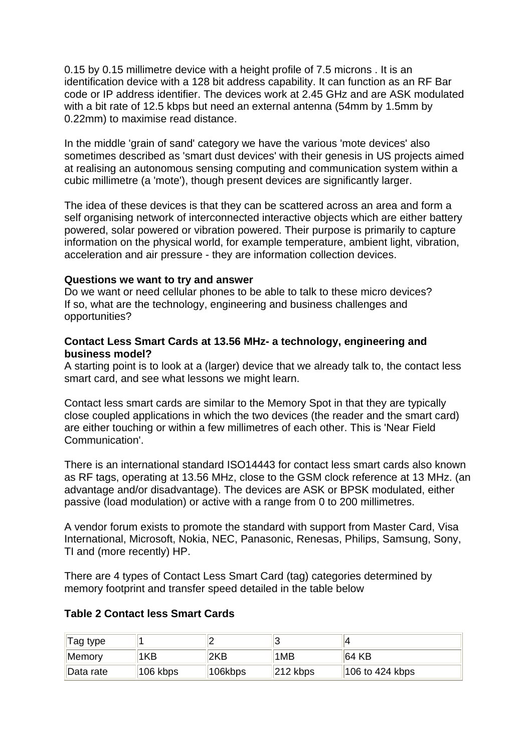0.15 by 0.15 millimetre device with a height profile of 7.5 microns . It is an identification device with a 128 bit address capability. It can function as an RF Bar code or IP address identifier. The devices work at 2.45 GHz and are ASK modulated with a bit rate of 12.5 kbps but need an external antenna (54mm by 1.5mm by 0.22mm) to maximise read distance.

In the middle 'grain of sand' category we have the various 'mote devices' also sometimes described as 'smart dust devices' with their genesis in US projects aimed at realising an autonomous sensing computing and communication system within a cubic millimetre (a 'mote'), though present devices are significantly larger.

The idea of these devices is that they can be scattered across an area and form a self organising network of interconnected interactive objects which are either battery powered, solar powered or vibration powered. Their purpose is primarily to capture information on the physical world, for example temperature, ambient light, vibration, acceleration and air pressure - they are information collection devices.

**Questions we want to try and answer**
Do we want or need cellular phones to be able to talk to these micro devices?
If so, what are the technology, engineering and business challenges and opportunities?

**Contact Less Smart Cards at 13.56 MHz- a technology, engineering and business model?**
A starting point is to look at a (larger) device that we already talk to, the contact less smart card, and see what lessons we might learn.

Contact less smart cards are similar to the Memory Spot in that they are typically close coupled applications in which the two devices (the reader and the smart card) are either touching or within a few millimetres of each other. This is 'Near Field Communication'.

There is an international standard ISO14443 for contact less smart cards also known as RF tags, operating at 13.56 MHz, close to the GSM clock reference at 13 MHz. (an advantage and/or disadvantage). The devices are ASK or BPSK modulated, either passive (load modulation) or active with a range from 0 to 200 millimetres.

A vendor forum exists to promote the standard with support from Master Card, Visa International, Microsoft, Nokia, NEC, Panasonic, Renesas, Philips, Samsung, Sony, TI and (more recently) HP.

There are 4 types of Contact Less Smart Card (tag) categories determined by memory footprint and transfer speed detailed in the table below

**Table 2 Contact less Smart Cards**

| Tag type | 1 | 2 | 3 | 4 |
|---|---|---|---|---|
| Memory | 1KB | 2KB | 1MB | 64 KB |
| Data rate | 106 kbps | 106kbps | 212 kbps | 106 to 424 kbps |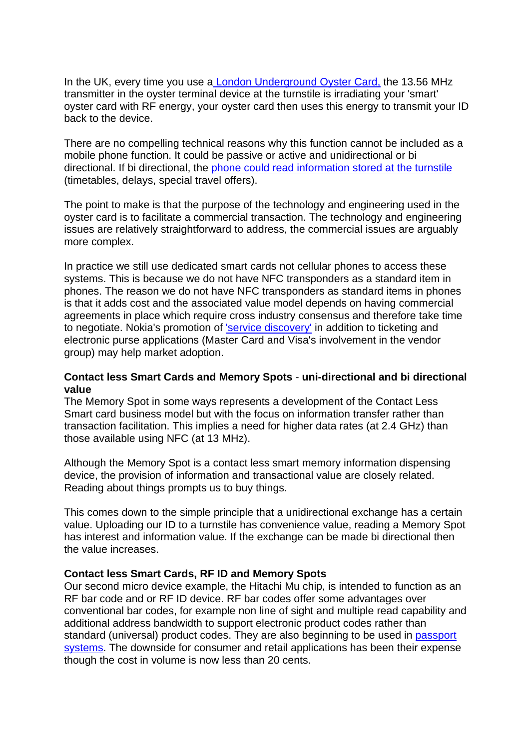In the UK, every time you use a London Underground Oyster Card, the 13.56 MHz transmitter in the oyster terminal device at the turnstile is irradiating your 'smart' oyster card with RF energy, your oyster card then uses this energy to transmit your ID back to the device.

There are no compelling technical reasons why this function cannot be included as a mobile phone function. It could be passive or active and unidirectional or bi directional. If bi directional, the phone could read information stored at the turnstile (timetables, delays, special travel offers).

The point to make is that the purpose of the technology and engineering used in the oyster card is to facilitate a commercial transaction. The technology and engineering issues are relatively straightforward to address, the commercial issues are arguably more complex.

In practice we still use dedicated smart cards not cellular phones to access these systems. This is because we do not have NFC transponders as a standard item in phones. The reason we do not have NFC transponders as standard items in phones is that it adds cost and the associated value model depends on having commercial agreements in place which require cross industry consensus and therefore take time to negotiate. Nokia's promotion of 'service discovery' in addition to ticketing and electronic purse applications (Master Card and Visa's involvement in the vendor group) may help market adoption.

**Contact less Smart Cards and Memory Spots** - **uni-directional and bi directional value**

The Memory Spot in some ways represents a development of the Contact Less Smart card business model but with the focus on information transfer rather than transaction facilitation. This implies a need for higher data rates (at 2.4 GHz) than those available using NFC (at 13 MHz).

Although the Memory Spot is a contact less smart memory information dispensing device, the provision of information and transactional value are closely related. Reading about things prompts us to buy things.

This comes down to the simple principle that a unidirectional exchange has a certain value. Uploading our ID to a turnstile has convenience value, reading a Memory Spot has interest and information value. If the exchange can be made bi directional then the value increases.

**Contact less Smart Cards, RF ID and Memory Spots**

Our second micro device example, the Hitachi Mu chip, is intended to function as an RF bar code and or RF ID device. RF bar codes offer some advantages over conventional bar codes, for example non line of sight and multiple read capability and additional address bandwidth to support electronic product codes rather than standard (universal) product codes. They are also beginning to be used in passport systems. The downside for consumer and retail applications has been their expense though the cost in volume is now less than 20 cents.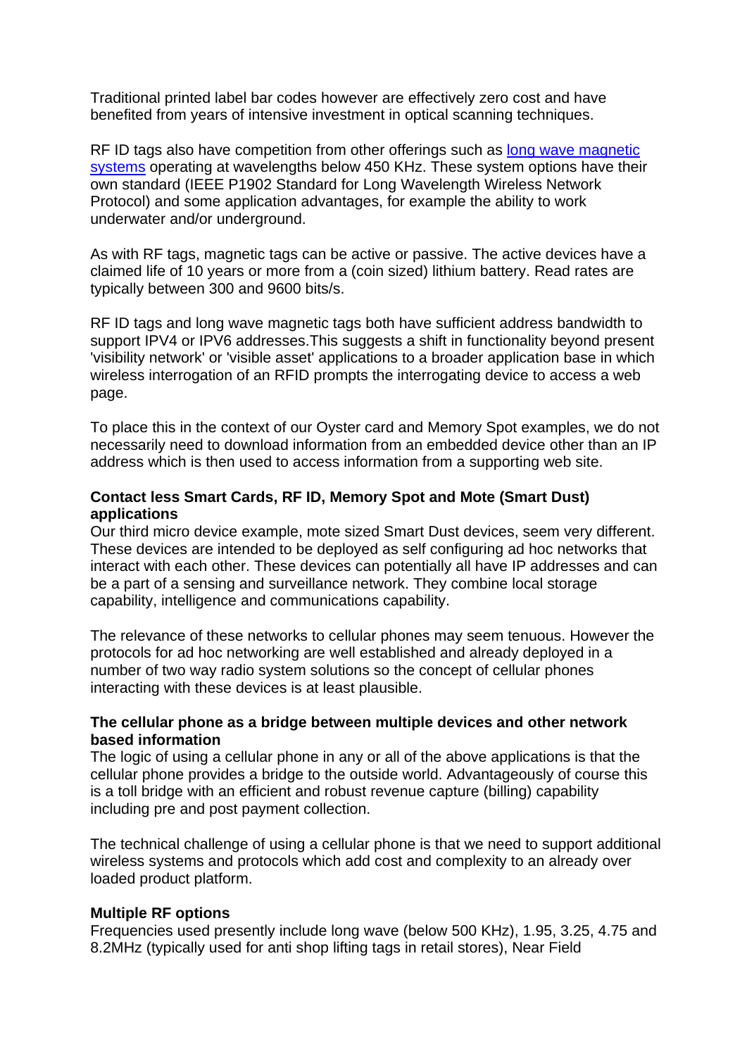Traditional printed label bar codes however are effectively zero cost and have benefited from years of intensive investment in optical scanning techniques.

RF ID tags also have competition from other offerings such as long wave magnetic systems operating at wavelengths below 450 KHz. These system options have their own standard (IEEE P1902 Standard for Long Wavelength Wireless Network Protocol) and some application advantages, for example the ability to work underwater and/or underground.

As with RF tags, magnetic tags can be active or passive. The active devices have a claimed life of 10 years or more from a (coin sized) lithium battery. Read rates are typically between 300 and 9600 bits/s.

RF ID tags and long wave magnetic tags both have sufficient address bandwidth to support IPV4 or IPV6 addresses.This suggests a shift in functionality beyond present 'visibility network' or 'visible asset' applications to a broader application base in which wireless interrogation of an RFID prompts the interrogating device to access a web page.

To place this in the context of our Oyster card and Memory Spot examples, we do not necessarily need to download information from an embedded device other than an IP address which is then used to access information from a supporting web site.

**Contact less Smart Cards, RF ID, Memory Spot and Mote (Smart Dust) applications**

Our third micro device example, mote sized Smart Dust devices, seem very different. These devices are intended to be deployed as self configuring ad hoc networks that interact with each other. These devices can potentially all have IP addresses and can be a part of a sensing and surveillance network. They combine local storage capability, intelligence and communications capability.

The relevance of these networks to cellular phones may seem tenuous. However the protocols for ad hoc networking are well established and already deployed in a number of two way radio system solutions so the concept of cellular phones interacting with these devices is at least plausible.

**The cellular phone as a bridge between multiple devices and other network based information**

The logic of using a cellular phone in any or all of the above applications is that the cellular phone provides a bridge to the outside world. Advantageously of course this is a toll bridge with an efficient and robust revenue capture (billing) capability including pre and post payment collection.

The technical challenge of using a cellular phone is that we need to support additional wireless systems and protocols which add cost and complexity to an already over loaded product platform.

**Multiple RF options**

Frequencies used presently include long wave (below 500 KHz), 1.95, 3.25, 4.75 and 8.2MHz (typically used for anti shop lifting tags in retail stores), Near Field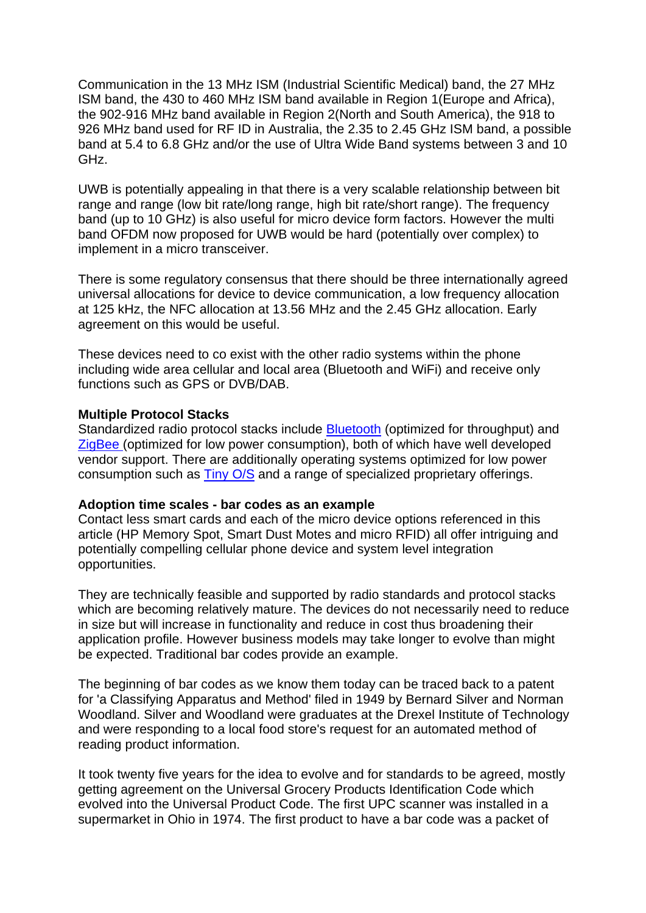Communication in the 13 MHz ISM (Industrial Scientific Medical) band, the 27 MHz ISM band, the 430 to 460 MHz ISM band available in Region 1(Europe and Africa), the 902-916 MHz band available in Region 2(North and South America), the 918 to 926 MHz band used for RF ID in Australia, the 2.35 to 2.45 GHz ISM band, a possible band at 5.4 to 6.8 GHz and/or the use of Ultra Wide Band systems between 3 and 10 GHz.

UWB is potentially appealing in that there is a very scalable relationship between bit range and range (low bit rate/long range, high bit rate/short range). The frequency band (up to 10 GHz) is also useful for micro device form factors. However the multi band OFDM now proposed for UWB would be hard (potentially over complex) to implement in a micro transceiver.

There is some regulatory consensus that there should be three internationally agreed universal allocations for device to device communication, a low frequency allocation at 125 kHz, the NFC allocation at 13.56 MHz and the 2.45 GHz allocation. Early agreement on this would be useful.

These devices need to co exist with the other radio systems within the phone including wide area cellular and local area (Bluetooth and WiFi) and receive only functions such as GPS or DVB/DAB.

**Multiple Protocol Stacks**
Standardized radio protocol stacks include Bluetooth (optimized for throughput) and ZigBee (optimized for low power consumption), both of which have well developed vendor support. There are additionally operating systems optimized for low power consumption such as Tiny O/S and a range of specialized proprietary offerings.

**Adoption time scales - bar codes as an example**
Contact less smart cards and each of the micro device options referenced in this article (HP Memory Spot, Smart Dust Motes and micro RFID) all offer intriguing and potentially compelling cellular phone device and system level integration opportunities.

They are technically feasible and supported by radio standards and protocol stacks which are becoming relatively mature. The devices do not necessarily need to reduce in size but will increase in functionality and reduce in cost thus broadening their application profile. However business models may take longer to evolve than might be expected. Traditional bar codes provide an example.

The beginning of bar codes as we know them today can be traced back to a patent for 'a Classifying Apparatus and Method' filed in 1949 by Bernard Silver and Norman Woodland. Silver and Woodland were graduates at the Drexel Institute of Technology and were responding to a local food store's request for an automated method of reading product information.

It took twenty five years for the idea to evolve and for standards to be agreed, mostly getting agreement on the Universal Grocery Products Identification Code which evolved into the Universal Product Code. The first UPC scanner was installed in a supermarket in Ohio in 1974. The first product to have a bar code was a packet of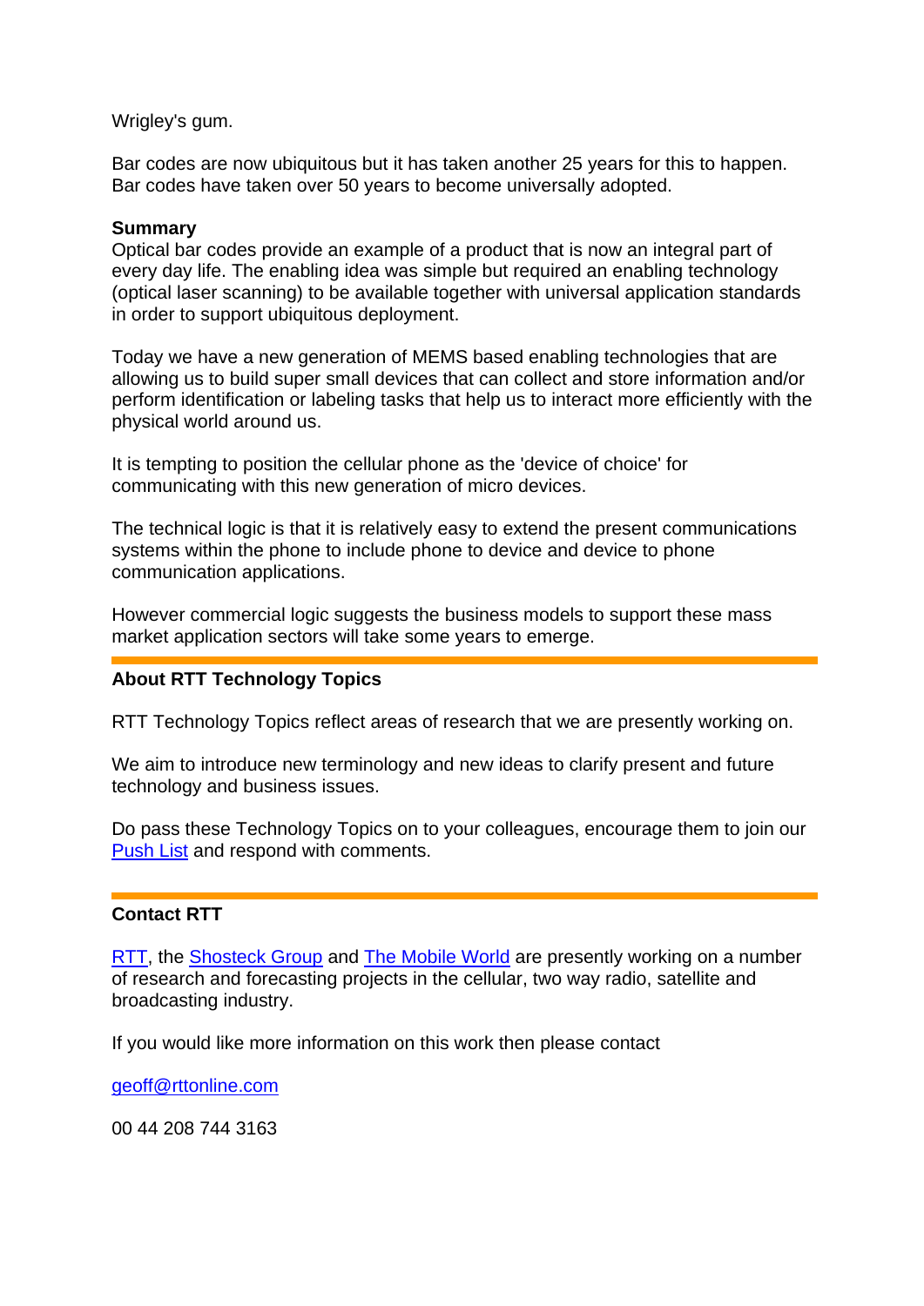Wrigley's gum.

Bar codes are now ubiquitous but it has taken another 25 years for this to happen. Bar codes have taken over 50 years to become universally adopted.

**Summary**
Optical bar codes provide an example of a product that is now an integral part of every day life. The enabling idea was simple but required an enabling technology (optical laser scanning) to be available together with universal application standards in order to support ubiquitous deployment.

Today we have a new generation of MEMS based enabling technologies that are allowing us to build super small devices that can collect and store information and/or perform identification or labeling tasks that help us to interact more efficiently with the physical world around us.

It is tempting to position the cellular phone as the 'device of choice' for communicating with this new generation of micro devices.

The technical logic is that it is relatively easy to extend the present communications systems within the phone to include phone to device and device to phone communication applications.

However commercial logic suggests the business models to support these mass market application sectors will take some years to emerge.

---

**About RTT Technology Topics**

RTT Technology Topics reflect areas of research that we are presently working on.

We aim to introduce new terminology and new ideas to clarify present and future technology and business issues.

Do pass these Technology Topics on to your colleagues, encourage them to join our Push List and respond with comments.

---

**Contact RTT**

RTT, the Shosteck Group and The Mobile World are presently working on a number of research and forecasting projects in the cellular, two way radio, satellite and broadcasting industry.

If you would like more information on this work then please contact

geoff@rttonline.com

00 44 208 744 3163